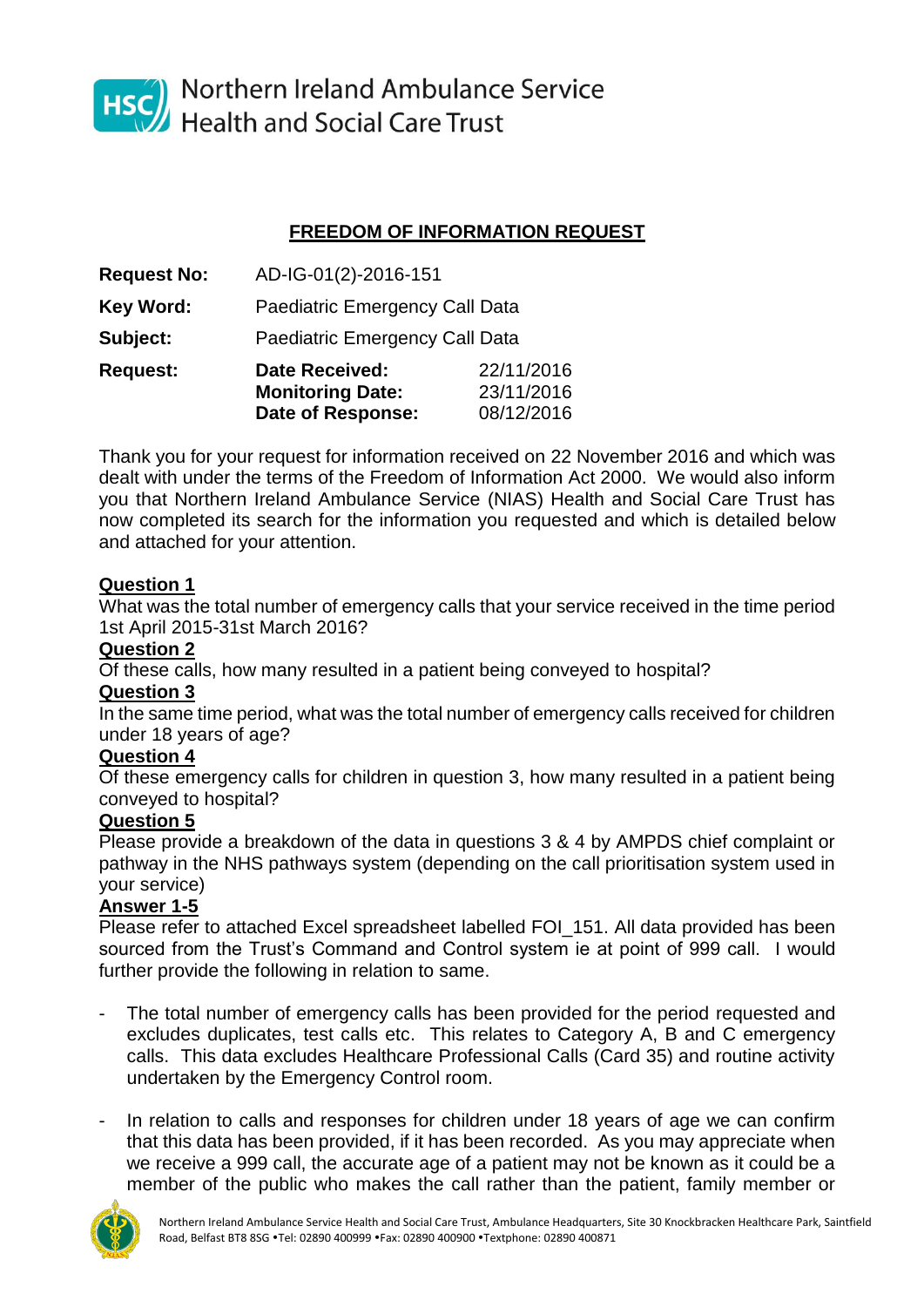Northern Ireland Ambulance Service
Health and Social Care Trust

## FREEDOM OF INFORMATION REQUEST

| | | |
|---|---|---|
| **Request No:** | AD-IG-01(2)-2016-151 | |
| **Key Word:** | Paediatric Emergency Call Data | |
| **Subject:** | Paediatric Emergency Call Data | |
| **Request:** | **Date Received:** | 22/11/2016 |
| | **Monitoring Date:** | 23/11/2016 |
| | **Date of Response:** | 08/12/2016 |

Thank you for your request for information received on 22 November 2016 and which was dealt with under the terms of the Freedom of Information Act 2000. We would also inform you that Northern Ireland Ambulance Service (NIAS) Health and Social Care Trust has now completed its search for the information you requested and which is detailed below and attached for your attention.

**Question 1**

What was the total number of emergency calls that your service received in the time period 1st April 2015-31st March 2016?

**Question 2**

Of these calls, how many resulted in a patient being conveyed to hospital?

**Question 3**

In the same time period, what was the total number of emergency calls received for children under 18 years of age?

**Question 4**

Of these emergency calls for children in question 3, how many resulted in a patient being conveyed to hospital?

**Question 5**

Please provide a breakdown of the data in questions 3 & 4 by AMPDS chief complaint or pathway in the NHS pathways system (depending on the call prioritisation system used in your service)

**Answer 1-5**

Please refer to attached Excel spreadsheet labelled FOI_151. All data provided has been sourced from the Trust's Command and Control system ie at point of 999 call. I would further provide the following in relation to same.

- The total number of emergency calls has been provided for the period requested and excludes duplicates, test calls etc. This relates to Category A, B and C emergency calls. This data excludes Healthcare Professional Calls (Card 35) and routine activity undertaken by the Emergency Control room.

- In relation to calls and responses for children under 18 years of age we can confirm that this data has been provided, if it has been recorded. As you may appreciate when we receive a 999 call, the accurate age of a patient may not be known as it could be a member of the public who makes the call rather than the patient, family member or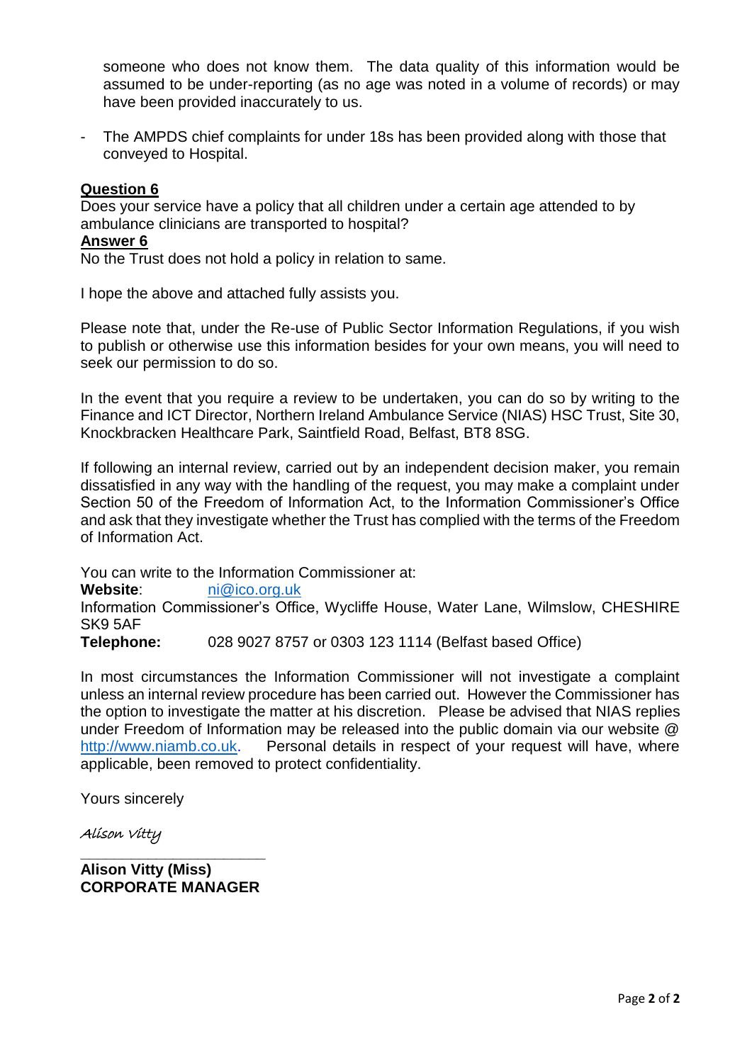someone who does not know them. The data quality of this information would be assumed to be under-reporting (as no age was noted in a volume of records) or may have been provided inaccurately to us.

- The AMPDS chief complaints for under 18s has been provided along with those that conveyed to Hospital.

**Question 6**

Does your service have a policy that all children under a certain age attended to by ambulance clinicians are transported to hospital?

**Answer 6**

No the Trust does not hold a policy in relation to same.

I hope the above and attached fully assists you.

Please note that, under the Re-use of Public Sector Information Regulations, if you wish to publish or otherwise use this information besides for your own means, you will need to seek our permission to do so.

In the event that you require a review to be undertaken, you can do so by writing to the Finance and ICT Director, Northern Ireland Ambulance Service (NIAS) HSC Trust, Site 30, Knockbracken Healthcare Park, Saintfield Road, Belfast, BT8 8SG.

If following an internal review, carried out by an independent decision maker, you remain dissatisfied in any way with the handling of the request, you may make a complaint under Section 50 of the Freedom of Information Act, to the Information Commissioner's Office and ask that they investigate whether the Trust has complied with the terms of the Freedom of Information Act.

You can write to the Information Commissioner at:

**Website**: ni@ico.org.uk

Information Commissioner's Office, Wycliffe House, Water Lane, Wilmslow, CHESHIRE SK9 5AF

**Telephone:** 028 9027 8757 or 0303 123 1114 (Belfast based Office)

In most circumstances the Information Commissioner will not investigate a complaint unless an internal review procedure has been carried out. However the Commissioner has the option to investigate the matter at his discretion. Please be advised that NIAS replies under Freedom of Information may be released into the public domain via our website @ http://www.niamb.co.uk. Personal details in respect of your request will have, where applicable, been removed to protect confidentiality.

Yours sincerely

*Alison Vitty*

**Alison Vitty (Miss)**
**CORPORATE MANAGER**